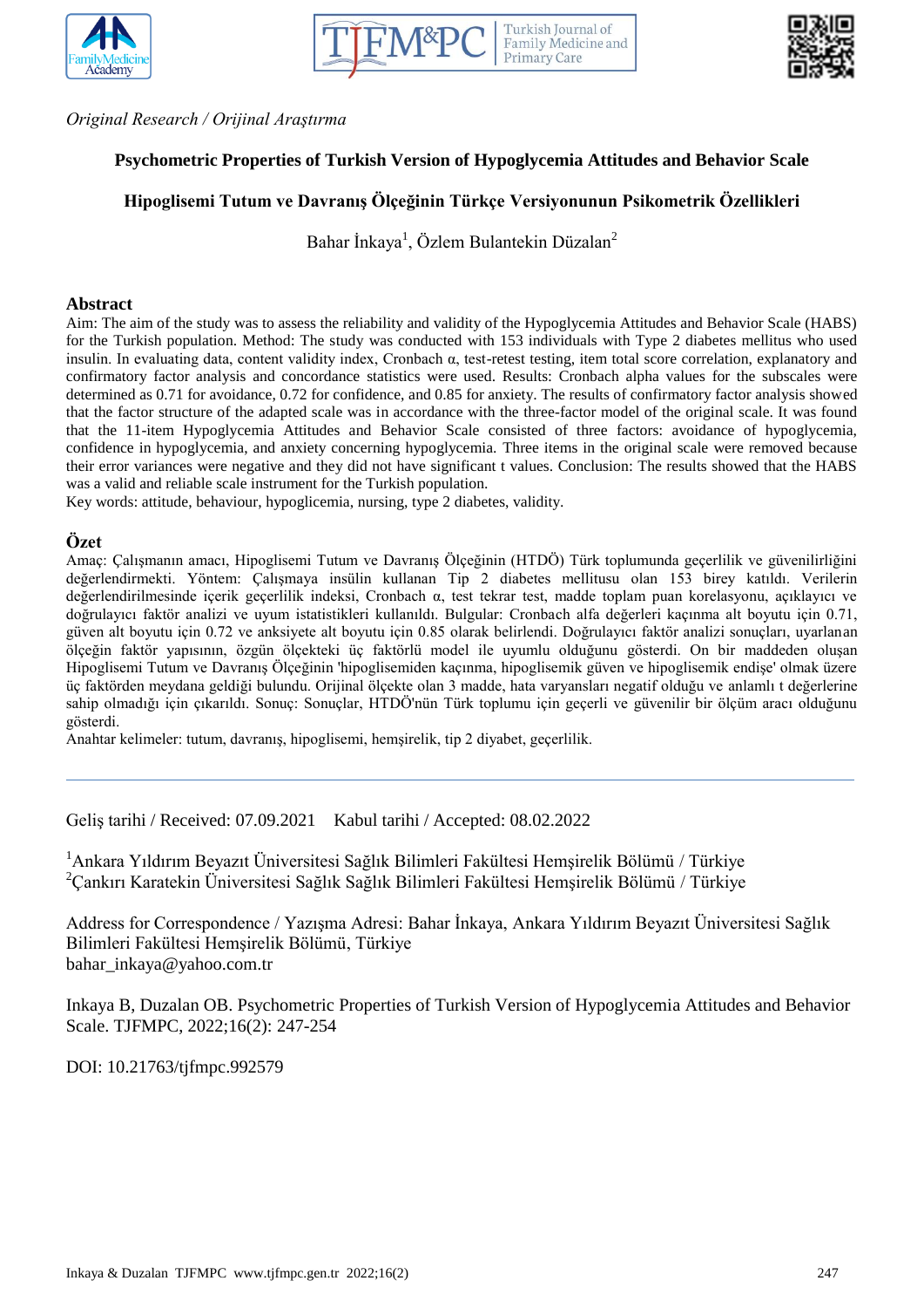*Original Research / Orijinal Araştırma*

# Psychometric Properties of Turkish Version of Hypoglycemia Attitudes and Behavior Scale

# Hipoglisemi Tutum ve Davranış Ölçeğinin Türkçe Versiyonunun Psikometrik Özellikleri

Bahar İnkaya[1], Özlem Bulantekin Düzalan[2]

## Abstract

Aim: The aim of the study was to assess the reliability and validity of the Hypoglycemia Attitudes and Behavior Scale (HABS) for the Turkish population. Method: The study was conducted with 153 individuals with Type 2 diabetes mellitus who used insulin. In evaluating data, content validity index, Cronbach α, test-retest testing, item total score correlation, explanatory and confirmatory factor analysis and concordance statistics were used. Results: Cronbach alpha values for the subscales were determined as 0.71 for avoidance, 0.72 for confidence, and 0.85 for anxiety. The results of confirmatory factor analysis showed that the factor structure of the adapted scale was in accordance with the three-factor model of the original scale. It was found that the 11-item Hypoglycemia Attitudes and Behavior Scale consisted of three factors: avoidance of hypoglycemia, confidence in hypoglycemia, and anxiety concerning hypoglycemia. Three items in the original scale were removed because their error variances were negative and they did not have significant t values. Conclusion: The results showed that the HABS was a valid and reliable scale instrument for the Turkish population.

Key words: attitude, behaviour, hypoglicemia, nursing, type 2 diabetes, validity.

## Özet

Amaç: Çalışmanın amacı, Hipoglisemi Tutum ve Davranış Ölçeğinin (HTDÖ) Türk toplumunda geçerlilik ve güvenilirliğini değerlendirmekti. Yöntem: Çalışmaya insülin kullanan Tip 2 diabetes mellitusu olan 153 birey katıldı. Verilerin değerlendirilmesinde içerik geçerlilik indeksi, Cronbach α, test tekrar test, madde toplam puan korelasyonu, açıklayıcı ve doğrulayıcı faktör analizi ve uyum istatistikleri kullanıldı. Bulgular: Cronbach alfa değerleri kaçınma alt boyutu için 0.71, güven alt boyutu için 0.72 ve anksiyete alt boyutu için 0.85 olarak belirlendi. Doğrulayıcı faktör analizi sonuçları, uyarlanan ölçeğin faktör yapısının, özgün ölçekteki üç faktörlü model ile uyumlu olduğunu gösterdi. On bir maddeden oluşan Hipoglisemi Tutum ve Davranış Ölçeğinin 'hipoglisemiden kaçınma, hipoglisemik güven ve hipoglisemik endişe' olmak üzere üç faktörden meydana geldiği bulundu. Orijinal ölçekte olan 3 madde, hata varyansları negatif olduğu ve anlamlı t değerlerine sahip olmadığı için çıkarıldı. Sonuç: Sonuçlar, HTDÖ'nün Türk toplumu için geçerli ve güvenilir bir ölçüm aracı olduğunu gösterdi.

Anahtar kelimeler: tutum, davranış, hipoglisemi, hemşirelik, tip 2 diyabet, geçerlilik.

---

Geliş tarihi / Received: 07.09.2021 Kabul tarihi / Accepted: 08.02.2022

[1]Ankara Yıldırım Beyazıt Üniversitesi Sağlık Bilimleri Fakültesi Hemşirelik Bölümü / Türkiye
[2]Çankırı Karatekin Üniversitesi Sağlık Sağlık Bilimleri Fakültesi Hemşirelik Bölümü / Türkiye

Address for Correspondence / Yazışma Adresi: Bahar İnkaya, Ankara Yıldırım Beyazıt Üniversitesi Sağlık Bilimleri Fakültesi Hemşirelik Bölümü, Türkiye
bahar_inkaya@yahoo.com.tr

Inkaya B, Duzalan OB. Psychometric Properties of Turkish Version of Hypoglycemia Attitudes and Behavior Scale. TJFMPC, 2022;16(2): 247-254

DOI: 10.21763/tjfmpc.992579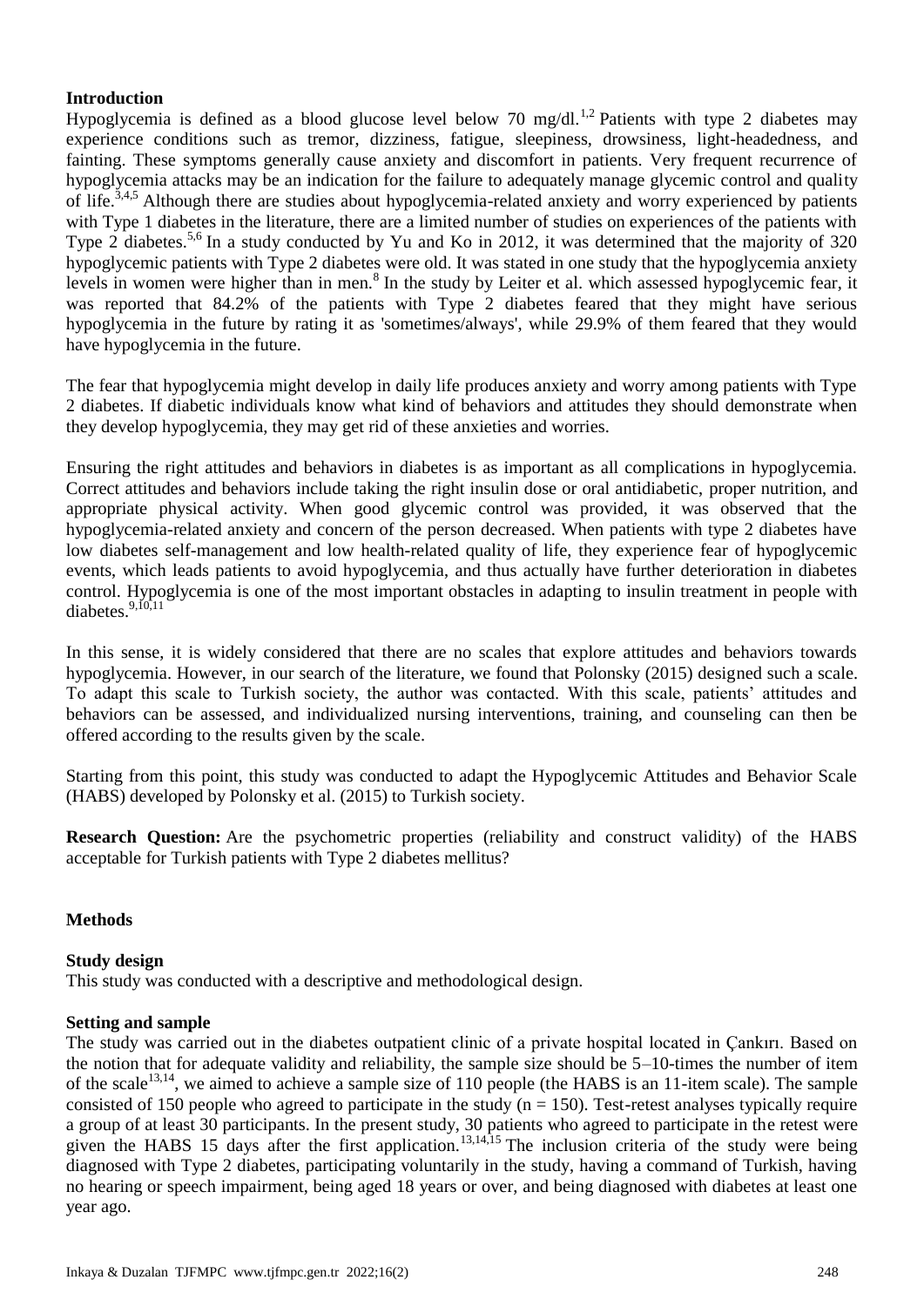## Introduction

Hypoglycemia is defined as a blood glucose level below 70 mg/dl.[1,2] Patients with type 2 diabetes may experience conditions such as tremor, dizziness, fatigue, sleepiness, drowsiness, light-headedness, and fainting. These symptoms generally cause anxiety and discomfort in patients. Very frequent recurrence of hypoglycemia attacks may be an indication for the failure to adequately manage glycemic control and quality of life.[3,4,5] Although there are studies about hypoglycemia-related anxiety and worry experienced by patients with Type 1 diabetes in the literature, there are a limited number of studies on experiences of the patients with Type 2 diabetes.[5,6] In a study conducted by Yu and Ko in 2012, it was determined that the majority of 320 hypoglycemic patients with Type 2 diabetes were old. It was stated in one study that the hypoglycemia anxiety levels in women were higher than in men.[8] In the study by Leiter et al. which assessed hypoglycemic fear, it was reported that 84.2% of the patients with Type 2 diabetes feared that they might have serious hypoglycemia in the future by rating it as 'sometimes/always', while 29.9% of them feared that they would have hypoglycemia in the future.

The fear that hypoglycemia might develop in daily life produces anxiety and worry among patients with Type 2 diabetes. If diabetic individuals know what kind of behaviors and attitudes they should demonstrate when they develop hypoglycemia, they may get rid of these anxieties and worries.

Ensuring the right attitudes and behaviors in diabetes is as important as all complications in hypoglycemia. Correct attitudes and behaviors include taking the right insulin dose or oral antidiabetic, proper nutrition, and appropriate physical activity. When good glycemic control was provided, it was observed that the hypoglycemia-related anxiety and concern of the person decreased. When patients with type 2 diabetes have low diabetes self-management and low health-related quality of life, they experience fear of hypoglycemic events, which leads patients to avoid hypoglycemia, and thus actually have further deterioration in diabetes control. Hypoglycemia is one of the most important obstacles in adapting to insulin treatment in people with diabetes.[9,10,11]

In this sense, it is widely considered that there are no scales that explore attitudes and behaviors towards hypoglycemia. However, in our search of the literature, we found that Polonsky (2015) designed such a scale. To adapt this scale to Turkish society, the author was contacted. With this scale, patients' attitudes and behaviors can be assessed, and individualized nursing interventions, training, and counseling can then be offered according to the results given by the scale.

Starting from this point, this study was conducted to adapt the Hypoglycemic Attitudes and Behavior Scale (HABS) developed by Polonsky et al. (2015) to Turkish society.

**Research Question:** Are the psychometric properties (reliability and construct validity) of the HABS acceptable for Turkish patients with Type 2 diabetes mellitus?

## Methods

### Study design

This study was conducted with a descriptive and methodological design.

### Setting and sample

The study was carried out in the diabetes outpatient clinic of a private hospital located in Çankırı. Based on the notion that for adequate validity and reliability, the sample size should be 5–10-times the number of item of the scale[13,14], we aimed to achieve a sample size of 110 people (the HABS is an 11-item scale). The sample consisted of 150 people who agreed to participate in the study ($n = 150$). Test-retest analyses typically require a group of at least 30 participants. In the present study, 30 patients who agreed to participate in the retest were given the HABS 15 days after the first application.[13,14,15] The inclusion criteria of the study were being diagnosed with Type 2 diabetes, participating voluntarily in the study, having a command of Turkish, having no hearing or speech impairment, being aged 18 years or over, and being diagnosed with diabetes at least one year ago.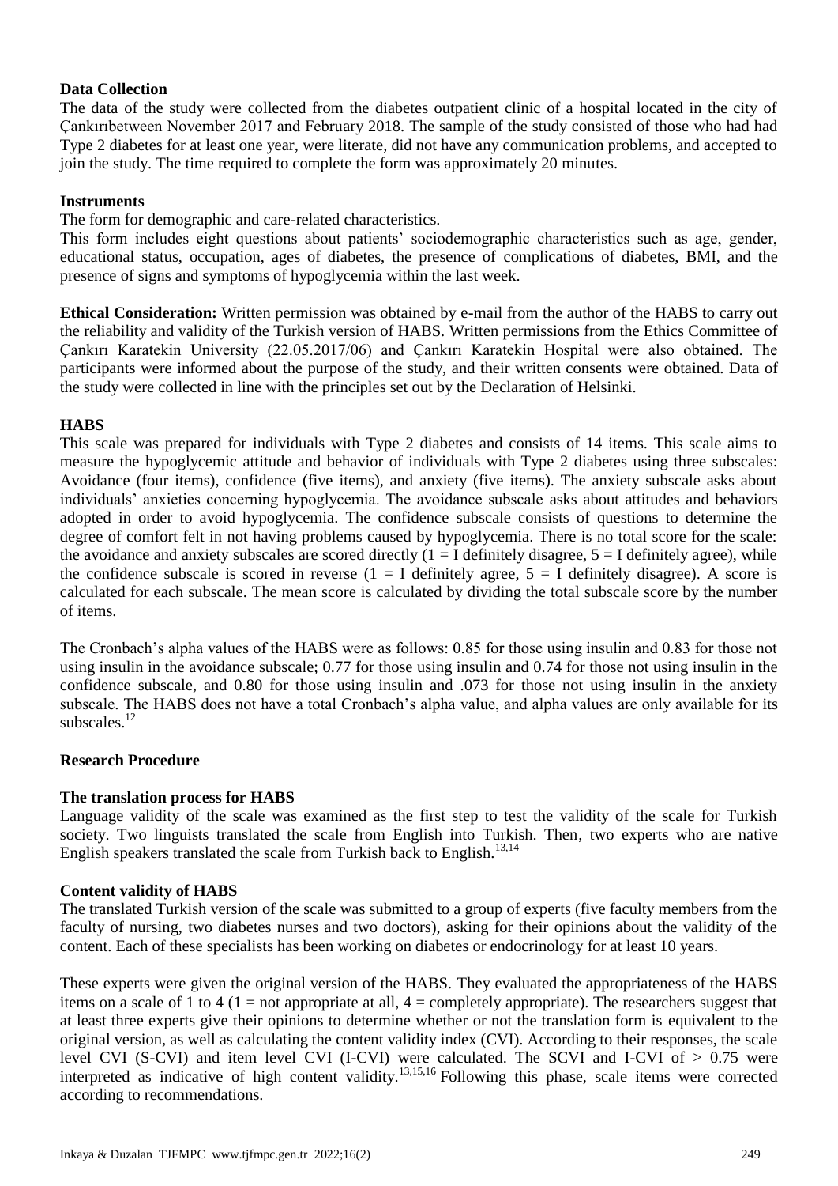**Data Collection**

The data of the study were collected from the diabetes outpatient clinic of a hospital located in the city of Çankırıbetween November 2017 and February 2018. The sample of the study consisted of those who had had Type 2 diabetes for at least one year, were literate, did not have any communication problems, and accepted to join the study. The time required to complete the form was approximately 20 minutes.

**Instruments**

The form for demographic and care-related characteristics.

This form includes eight questions about patients' sociodemographic characteristics such as age, gender, educational status, occupation, ages of diabetes, the presence of complications of diabetes, BMI, and the presence of signs and symptoms of hypoglycemia within the last week.

**Ethical Consideration:** Written permission was obtained by e-mail from the author of the HABS to carry out the reliability and validity of the Turkish version of HABS. Written permissions from the Ethics Committee of Çankırı Karatekin University (22.05.2017/06) and Çankırı Karatekin Hospital were also obtained. The participants were informed about the purpose of the study, and their written consents were obtained. Data of the study were collected in line with the principles set out by the Declaration of Helsinki.

**HABS**

This scale was prepared for individuals with Type 2 diabetes and consists of 14 items. This scale aims to measure the hypoglycemic attitude and behavior of individuals with Type 2 diabetes using three subscales: Avoidance (four items), confidence (five items), and anxiety (five items). The anxiety subscale asks about individuals' anxieties concerning hypoglycemia. The avoidance subscale asks about attitudes and behaviors adopted in order to avoid hypoglycemia. The confidence subscale consists of questions to determine the degree of comfort felt in not having problems caused by hypoglycemia. There is no total score for the scale: the avoidance and anxiety subscales are scored directly (1 = I definitely disagree, 5 = I definitely agree), while the confidence subscale is scored in reverse (1 = I definitely agree, 5 = I definitely disagree). A score is calculated for each subscale. The mean score is calculated by dividing the total subscale score by the number of items.

The Cronbach's alpha values of the HABS were as follows: 0.85 for those using insulin and 0.83 for those not using insulin in the avoidance subscale; 0.77 for those using insulin and 0.74 for those not using insulin in the confidence subscale, and 0.80 for those using insulin and .073 for those not using insulin in the anxiety subscale. The HABS does not have a total Cronbach's alpha value, and alpha values are only available for its subscales.[12]

**Research Procedure**

**The translation process for HABS**

Language validity of the scale was examined as the first step to test the validity of the scale for Turkish society. Two linguists translated the scale from English into Turkish. Then, two experts who are native English speakers translated the scale from Turkish back to English.[13,14]

**Content validity of HABS**

The translated Turkish version of the scale was submitted to a group of experts (five faculty members from the faculty of nursing, two diabetes nurses and two doctors), asking for their opinions about the validity of the content. Each of these specialists has been working on diabetes or endocrinology for at least 10 years.

These experts were given the original version of the HABS. They evaluated the appropriateness of the HABS items on a scale of 1 to 4 (1 = not appropriate at all, 4 = completely appropriate). The researchers suggest that at least three experts give their opinions to determine whether or not the translation form is equivalent to the original version, as well as calculating the content validity index (CVI). According to their responses, the scale level CVI (S-CVI) and item level CVI (I-CVI) were calculated. The SCVI and I-CVI of $> 0.75$ were interpreted as indicative of high content validity.[13,15,16] Following this phase, scale items were corrected according to recommendations.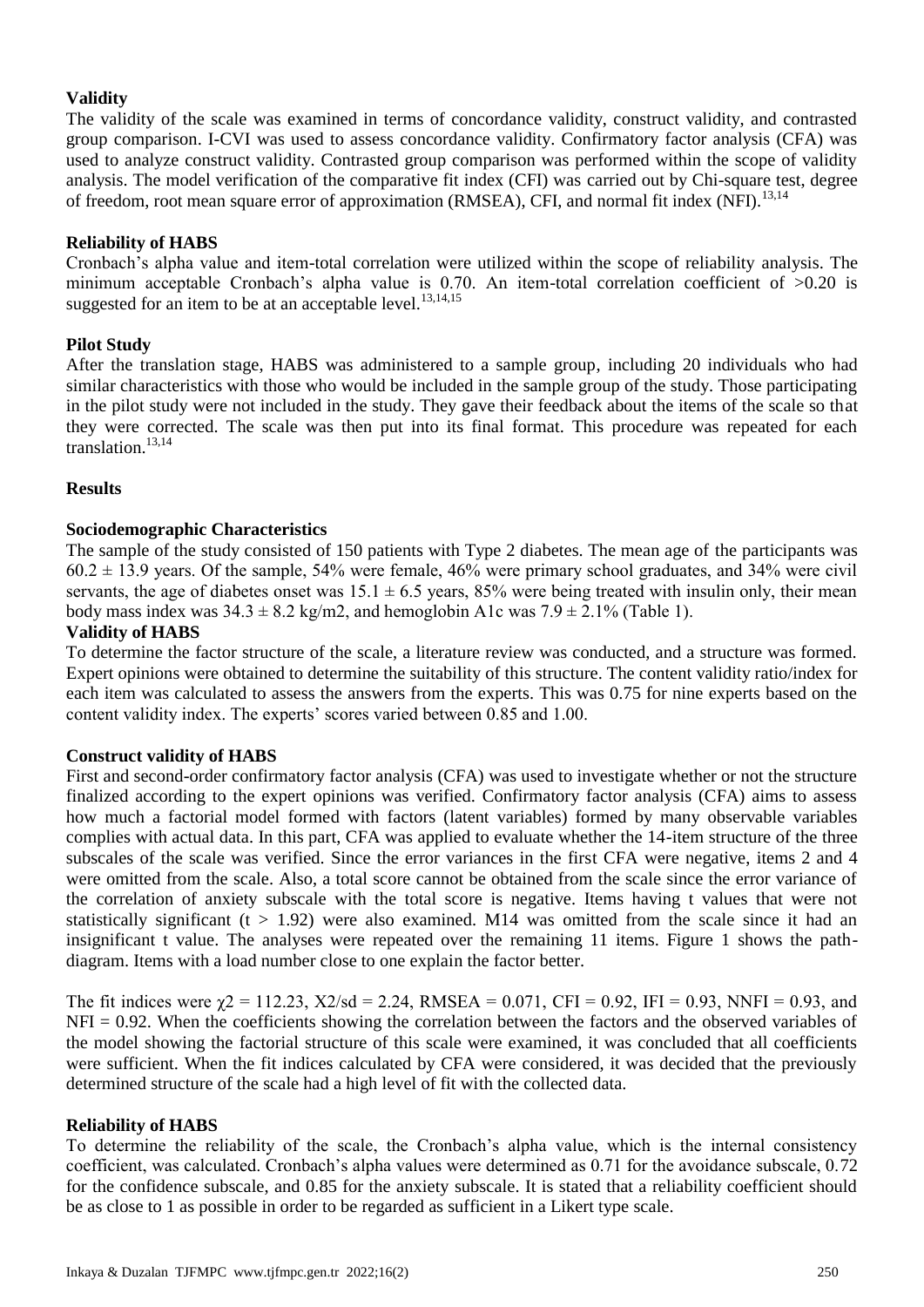### Validity

The validity of the scale was examined in terms of concordance validity, construct validity, and contrasted group comparison. I-CVI was used to assess concordance validity. Confirmatory factor analysis (CFA) was used to analyze construct validity. Contrasted group comparison was performed within the scope of validity analysis. The model verification of the comparative fit index (CFI) was carried out by Chi-square test, degree of freedom, root mean square error of approximation (RMSEA), CFI, and normal fit index (NFI).[13,14]

### Reliability of HABS

Cronbach's alpha value and item-total correlation were utilized within the scope of reliability analysis. The minimum acceptable Cronbach's alpha value is 0.70. An item-total correlation coefficient of >0.20 is suggested for an item to be at an acceptable level.[13,14,15]

### Pilot Study

After the translation stage, HABS was administered to a sample group, including 20 individuals who had similar characteristics with those who would be included in the sample group of the study. Those participating in the pilot study were not included in the study. They gave their feedback about the items of the scale so that they were corrected. The scale was then put into its final format. This procedure was repeated for each translation.[13,14]

## Results

### Sociodemographic Characteristics

The sample of the study consisted of 150 patients with Type 2 diabetes. The mean age of the participants was $60.2 \pm 13.9$ years. Of the sample, 54% were female, 46% were primary school graduates, and 34% were civil servants, the age of diabetes onset was $15.1 \pm 6.5$ years, 85% were being treated with insulin only, their mean body mass index was $34.3 \pm 8.2$ kg/m2, and hemoglobin A1c was $7.9 \pm 2.1$% (Table 1).

### Validity of HABS

To determine the factor structure of the scale, a literature review was conducted, and a structure was formed. Expert opinions were obtained to determine the suitability of this structure. The content validity ratio/index for each item was calculated to assess the answers from the experts. This was 0.75 for nine experts based on the content validity index. The experts' scores varied between 0.85 and 1.00.

### Construct validity of HABS

First and second-order confirmatory factor analysis (CFA) was used to investigate whether or not the structure finalized according to the expert opinions was verified. Confirmatory factor analysis (CFA) aims to assess how much a factorial model formed with factors (latent variables) formed by many observable variables complies with actual data. In this part, CFA was applied to evaluate whether the 14-item structure of the three subscales of the scale was verified. Since the error variances in the first CFA were negative, items 2 and 4 were omitted from the scale. Also, a total score cannot be obtained from the scale since the error variance of the correlation of anxiety subscale with the total score is negative. Items having t values that were not statistically significant ($t > 1.92$) were also examined. M14 was omitted from the scale since it had an insignificant t value. The analyses were repeated over the remaining 11 items. Figure 1 shows the path-diagram. Items with a load number close to one explain the factor better.

The fit indices were $\chi 2 = 112.23$, $X2/sd = 2.24$, RMSEA = 0.071, CFI = 0.92, IFI = 0.93, NNFI = 0.93, and NFI = 0.92. When the coefficients showing the correlation between the factors and the observed variables of the model showing the factorial structure of this scale were examined, it was concluded that all coefficients were sufficient. When the fit indices calculated by CFA were considered, it was decided that the previously determined structure of the scale had a high level of fit with the collected data.

### Reliability of HABS

To determine the reliability of the scale, the Cronbach's alpha value, which is the internal consistency coefficient, was calculated. Cronbach's alpha values were determined as 0.71 for the avoidance subscale, 0.72 for the confidence subscale, and 0.85 for the anxiety subscale. It is stated that a reliability coefficient should be as close to 1 as possible in order to be regarded as sufficient in a Likert type scale.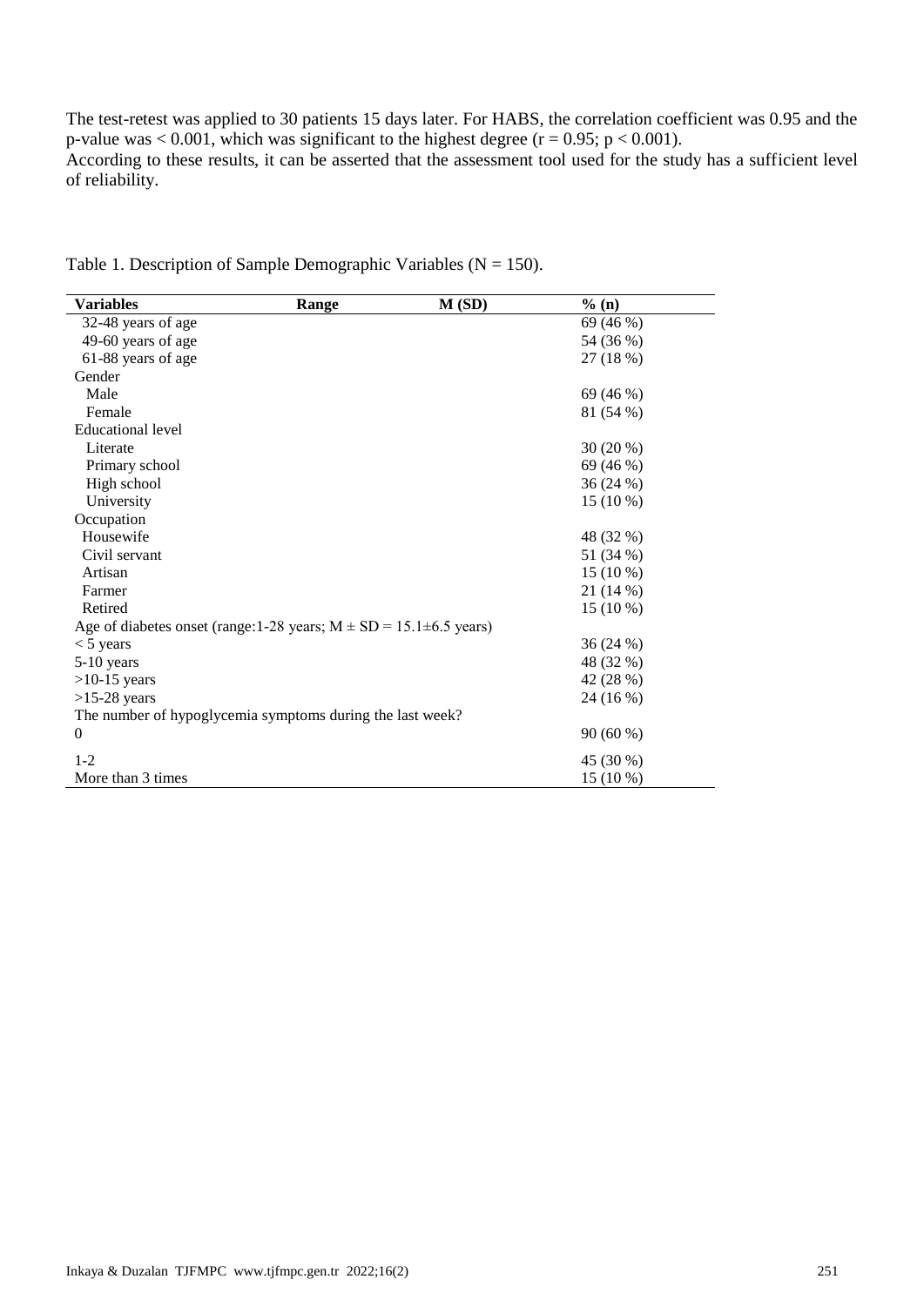The test-retest was applied to 30 patients 15 days later. For HABS, the correlation coefficient was 0.95 and the p-value was $< 0.001$, which was significant to the highest degree ($r = 0.95$; $p < 0.001$).
According to these results, it can be asserted that the assessment tool used for the study has a sufficient level of reliability.

Table 1. Description of Sample Demographic Variables (N = 150).

| **Variables** | **Range** | **M (SD)** | **% (n)** |
|---|---|---|---|
| 32-48 years of age | | | 69 (46 %) |
| 49-60 years of age | | | 54 (36 %) |
| 61-88 years of age | | | 27 (18 %) |
| Gender | | | |
| Male | | | 69 (46 %) |
| Female | | | 81 (54 %) |
| Educational level | | | |
| Literate | | | 30 (20 %) |
| Primary school | | | 69 (46 %) |
| High school | | | 36 (24 %) |
| University | | | 15 (10 %) |
| Occupation | | | |
| Housewife | | | 48 (32 %) |
| Civil servant | | | 51 (34 %) |
| Artisan | | | 15 (10 %) |
| Farmer | | | 21 (14 %) |
| Retired | | | 15 (10 %) |
| Age of diabetes onset (range:1-28 years; M ± SD = 15.1±6.5 years) | | | |
| < 5 years | | | 36 (24 %) |
| 5-10 years | | | 48 (32 %) |
| >10-15 years | | | 42 (28 %) |
| >15-28 years | | | 24 (16 %) |
| The number of hypoglycemia symptoms during the last week? | | | |
| 0 | | | 90 (60 %) |
| 1-2 | | | 45 (30 %) |
| More than 3 times | | | 15 (10 %) |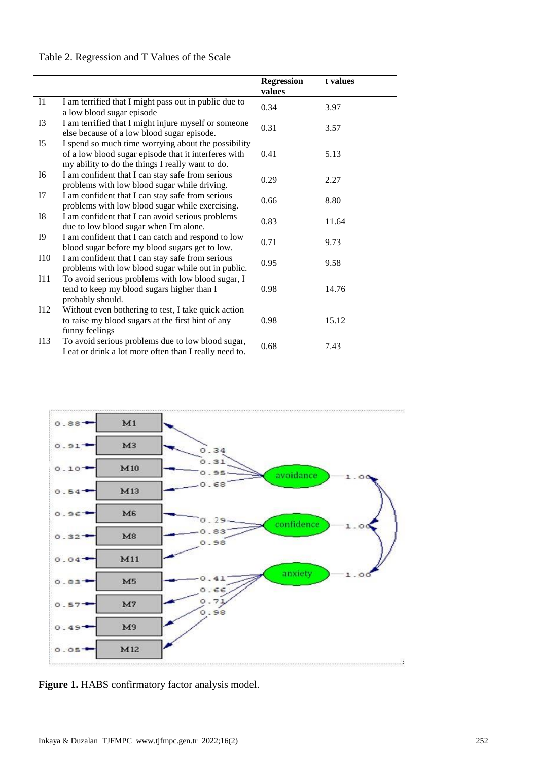Table 2. Regression and T Values of the Scale

| | | Regression values | t values |
|---|---|---|---|
| I1 | I am terrified that I might pass out in public due to a low blood sugar episode | 0.34 | 3.97 |
| I3 | I am terrified that I might injure myself or someone else because of a low blood sugar episode. | 0.31 | 3.57 |
| I5 | I spend so much time worrying about the possibility of a low blood sugar episode that it interferes with my ability to do the things I really want to do. | 0.41 | 5.13 |
| I6 | I am confident that I can stay safe from serious problems with low blood sugar while driving. | 0.29 | 2.27 |
| I7 | I am confident that I can stay safe from serious problems with low blood sugar while exercising. | 0.66 | 8.80 |
| I8 | I am confident that I can avoid serious problems due to low blood sugar when I'm alone. | 0.83 | 11.64 |
| I9 | I am confident that I can catch and respond to low blood sugar before my blood sugars get to low. | 0.71 | 9.73 |
| I10 | I am confident that I can stay safe from serious problems with low blood sugar while out in public. | 0.95 | 9.58 |
| I11 | To avoid serious problems with low blood sugar, I tend to keep my blood sugars higher than I probably should. | 0.98 | 14.76 |
| I12 | Without even bothering to test, I take quick action to raise my blood sugars at the first hint of any funny feelings | 0.98 | 15.12 |
| I13 | To avoid serious problems due to low blood sugar, I eat or drink a lot more often than I really need to. | 0.68 | 7.43 |

**Figure 1.** HABS confirmatory factor analysis model.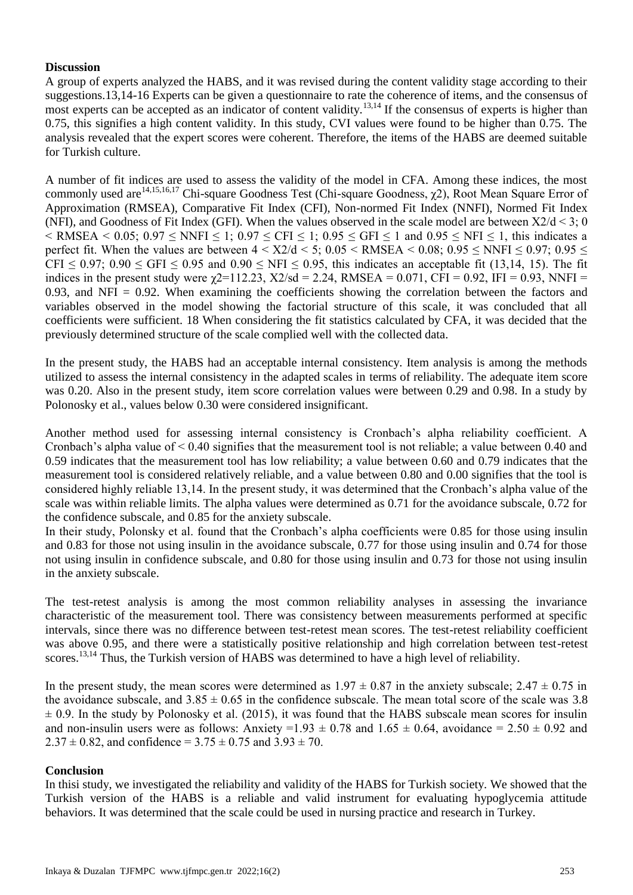## Discussion

A group of experts analyzed the HABS, and it was revised during the content validity stage according to their suggestions.13,14-16 Experts can be given a questionnaire to rate the coherence of items, and the consensus of most experts can be accepted as an indicator of content validity.[13,14] If the consensus of experts is higher than 0.75, this signifies a high content validity. In this study, CVI values were found to be higher than 0.75. The analysis revealed that the expert scores were coherent. Therefore, the items of the HABS are deemed suitable for Turkish culture.

A number of fit indices are used to assess the validity of the model in CFA. Among these indices, the most commonly used are[14,15,16,17] Chi-square Goodness Test (Chi-square Goodness, $\chi 2$), Root Mean Square Error of Approximation (RMSEA), Comparative Fit Index (CFI), Non-normed Fit Index (NNFI), Normed Fit Index (NFI), and Goodness of Fit Index (GFI). When the values observed in the scale model are between $X2/d < 3$; $0 < RMSEA < 0.05$; $0.97 \leq NNFI \leq 1$; $0.97 \leq CFI \leq 1$; $0.95 \leq GFI \leq 1$ and $0.95 \leq NFI \leq 1$, this indicates a perfect fit. When the values are between $4 < X2/d < 5$; $0.05 < RMSEA < 0.08$; $0.95 \leq NNFI \leq 0.97$; $0.95 \leq CFI \leq 0.97$; $0.90 \leq GFI \leq 0.95$ and $0.90 \leq NFI \leq 0.95$, this indicates an acceptable fit (13,14, 15). The fit indices in the present study were $\chi 2=112.23$, $X2/sd = 2.24$, RMSEA = 0.071, CFI = 0.92, IFI = 0.93, NNFI = 0.93, and NFI = 0.92. When examining the coefficients showing the correlation between the factors and variables observed in the model showing the factorial structure of this scale, it was concluded that all coefficients were sufficient. 18 When considering the fit statistics calculated by CFA, it was decided that the previously determined structure of the scale complied well with the collected data.

In the present study, the HABS had an acceptable internal consistency. Item analysis is among the methods utilized to assess the internal consistency in the adapted scales in terms of reliability. The adequate item score was 0.20. Also in the present study, item score correlation values were between 0.29 and 0.98. In a study by Polonosky et al., values below 0.30 were considered insignificant.

Another method used for assessing internal consistency is Cronbach's alpha reliability coefficient. A Cronbach's alpha value of < 0.40 signifies that the measurement tool is not reliable; a value between 0.40 and 0.59 indicates that the measurement tool has low reliability; a value between 0.60 and 0.79 indicates that the measurement tool is considered relatively reliable, and a value between 0.80 and 0.00 signifies that the tool is considered highly reliable 13,14. In the present study, it was determined that the Cronbach's alpha value of the scale was within reliable limits. The alpha values were determined as 0.71 for the avoidance subscale, 0.72 for the confidence subscale, and 0.85 for the anxiety subscale.

In their study, Polonsky et al. found that the Cronbach's alpha coefficients were 0.85 for those using insulin and 0.83 for those not using insulin in the avoidance subscale, 0.77 for those using insulin and 0.74 for those not using insulin in confidence subscale, and 0.80 for those using insulin and 0.73 for those not using insulin in the anxiety subscale.

The test-retest analysis is among the most common reliability analyses in assessing the invariance characteristic of the measurement tool. There was consistency between measurements performed at specific intervals, since there was no difference between test-retest mean scores. The test-retest reliability coefficient was above 0.95, and there were a statistically positive relationship and high correlation between test-retest scores.[13,14] Thus, the Turkish version of HABS was determined to have a high level of reliability.

In the present study, the mean scores were determined as $1.97 \pm 0.87$ in the anxiety subscale; $2.47 \pm 0.75$ in the avoidance subscale, and $3.85 \pm 0.65$ in the confidence subscale. The mean total score of the scale was $3.8 \pm 0.9$. In the study by Polonosky et al. (2015), it was found that the HABS subscale mean scores for insulin and non-insulin users were as follows: Anxiety $=1.93 \pm 0.78$ and $1.65 \pm 0.64$, avoidance = $2.50 \pm 0.92$ and $2.37 \pm 0.82$, and confidence = $3.75 \pm 0.75$ and $3.93 \pm 70$.

## Conclusion

In thisi study, we investigated the reliability and validity of the HABS for Turkish society. We showed that the Turkish version of the HABS is a reliable and valid instrument for evaluating hypoglycemia attitude behaviors. It was determined that the scale could be used in nursing practice and research in Turkey.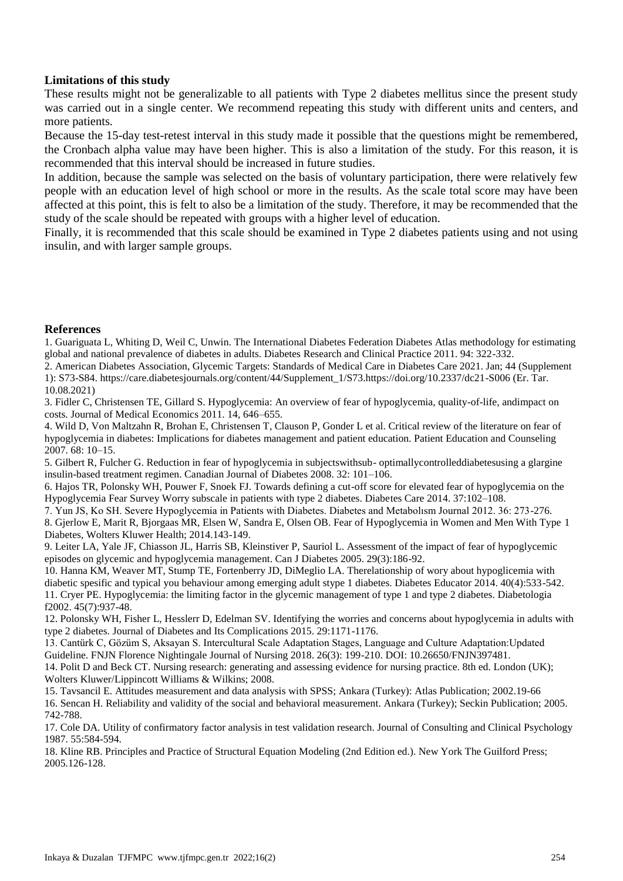**Limitations of this study**

These results might not be generalizable to all patients with Type 2 diabetes mellitus since the present study was carried out in a single center. We recommend repeating this study with different units and centers, and more patients.

Because the 15-day test-retest interval in this study made it possible that the questions might be remembered, the Cronbach alpha value may have been higher. This is also a limitation of the study. For this reason, it is recommended that this interval should be increased in future studies.

In addition, because the sample was selected on the basis of voluntary participation, there were relatively few people with an education level of high school or more in the results. As the scale total score may have been affected at this point, this is felt to also be a limitation of the study. Therefore, it may be recommended that the study of the scale should be repeated with groups with a higher level of education.

Finally, it is recommended that this scale should be examined in Type 2 diabetes patients using and not using insulin, and with larger sample groups.

**References**

1. Guariguata L, Whiting D, Weil C, Unwin. The International Diabetes Federation Diabetes Atlas methodology for estimating global and national prevalence of diabetes in adults. Diabetes Research and Clinical Practice 2011. 94: 322-332.
2. American Diabetes Association, Glycemic Targets: Standards of Medical Care in Diabetes Care 2021. Jan; 44 (Supplement 1): S73-S84. https://care.diabetesjournals.org/content/44/Supplement_1/S73.https://doi.org/10.2337/dc21-S006 (Er. Tar. 10.08.2021)
3. Fidler C, Christensen TE, Gillard S. Hypoglycemia: An overview of fear of hypoglycemia, quality-of-life, andimpact on costs. Journal of Medical Economics 2011. 14, 646–655.
4. Wild D, Von Maltzahn R, Brohan E, Christensen T, Clauson P, Gonder L et al. Critical review of the literature on fear of hypoglycemia in diabetes: Implications for diabetes management and patient education. Patient Education and Counseling 2007. 68: 10–15.
5. Gilbert R, Fulcher G. Reduction in fear of hypoglycemia in subjectswithsub- optimallycontrolleddiabetesusing a glargine insulin-based treatment regimen. Canadian Journal of Diabetes 2008. 32: 101–106.
6. Hajos TR, Polonsky WH, Pouwer F, Snoek FJ. Towards defining a cut-off score for elevated fear of hypoglycemia on the Hypoglycemia Fear Survey Worry subscale in patients with type 2 diabetes. Diabetes Care 2014. 37:102–108.
7. Yun JS, Ko SH. Severe Hypoglycemia in Patients with Diabetes. Diabetes and Metabolısm Journal 2012. 36: 273-276.
8. Gjerlow E, Marit R, Bjorgaas MR, Elsen W, Sandra E, Olsen OB. Fear of Hypoglycemia in Women and Men With Type 1 Diabetes, Wolters Kluwer Health; 2014.143-149.
9. Leiter LA, Yale JF, Chiasson JL, Harris SB, Kleinstiver P, Sauriol L. Assessment of the impact of fear of hypoglycemic episodes on glycemic and hypoglycemia management. Can J Diabetes 2005. 29(3):186-92.
10. Hanna KM, Weaver MT, Stump TE, Fortenberry JD, DiMeglio LA. Therelationship of wory about hypoglycemia with diabetic spesific and typical you behaviour among emerging adult stype 1 diabetes. Diabetes Educator 2014. 40(4):533-542.
11. Cryer PE. Hypoglycemia: the limiting factor in the glycemic management of type 1 and type 2 diabetes. Diabetologia f2002. 45(7):937-48.
12. Polonsky WH, Fisher L, Hesslerr D, Edelman SV. Identifying the worries and concerns about hypoglycemia in adults with type 2 diabetes. Journal of Diabetes and Its Complications 2015. 29:1171-1176.
13. Cantürk C, Gözüm S, Aksayan S. Intercultural Scale Adaptation Stages, Language and Culture Adaptation:Updated Guideline. FNJN Florence Nightingale Journal of Nursing 2018. 26(3): 199-210. DOI: 10.26650/FNJN397481.
14. Polit D and Beck CT. Nursing research: generating and assessing evidence for nursing practice. 8th ed. London (UK); Wolters Kluwer/Lippincott Williams & Wilkins; 2008.
15. Tavsancil E. Attitudes measurement and data analysis with SPSS; Ankara (Turkey): Atlas Publication; 2002.19-66
16. Sencan H. Reliability and validity of the social and behavioral measurement. Ankara (Turkey); Seckin Publication; 2005. 742-788.
17. Cole DA. Utility of confirmatory factor analysis in test validation research. Journal of Consulting and Clinical Psychology 1987. 55:584-594.
18. Kline RB. Principles and Practice of Structural Equation Modeling (2nd Edition ed.). New York The Guilford Press; 2005.126-128.